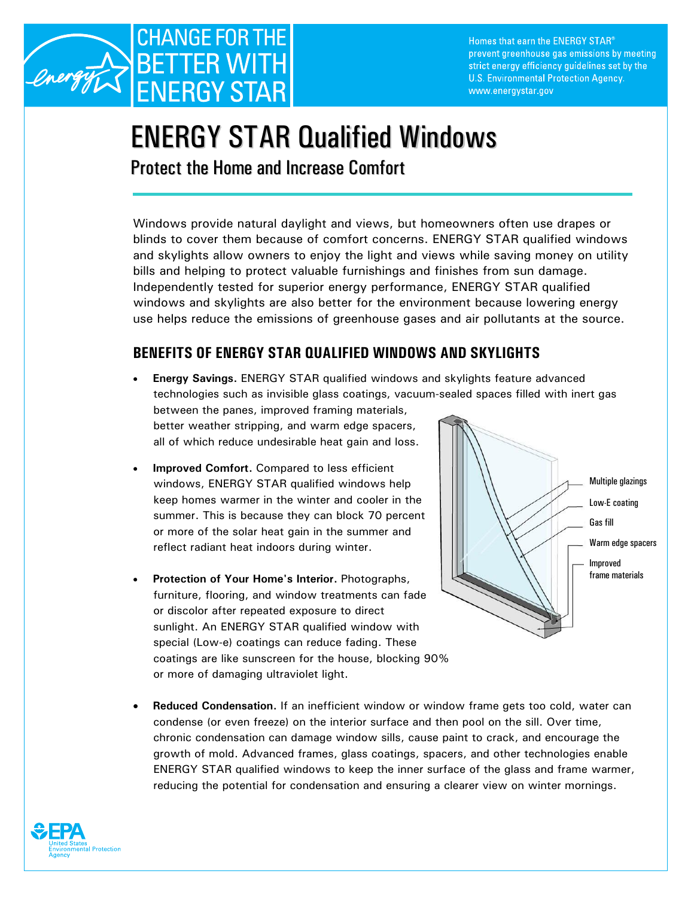CHANGE FOR THE BETTER WITH ENERGY STAR

Homes that earn the ENERGY STAR® prevent greenhouse gas emissions by meeting strict energy efficiency guidelines set by the U.S. Environmental Protection Agency. www.energystar.gov

# ENERGY STAR Qualified Windows

## Protect the Home and Increase Comfort

Windows provide natural daylight and views, but homeowners often use drapes or blinds to cover them because of comfort concerns. ENERGY STAR qualified windows and skylights allow owners to enjoy the light and views while saving money on utility bills and helping to protect valuable furnishings and finishes from sun damage. Independently tested for superior energy performance, ENERGY STAR qualified windows and skylights are also better for the environment because lowering energy use helps reduce the emissions of greenhouse gases and air pollutants at the source.

### BENEFITS OF ENERGY STAR QUALIFIED WINDOWS AND SKYLIGHTS

- **Energy Savings.** ENERGY STAR qualified windows and skylights feature advanced technologies such as invisible glass coatings, vacuum-sealed spaces filled with inert gas between the panes, improved framing materials, better weather stripping, and warm edge spacers, all of which reduce undesirable heat gain and loss.
- **Improved Comfort.** Compared to less efficient windows, ENERGY STAR qualified windows help keep homes warmer in the winter and cooler in the summer. This is because they can block 70 percent or more of the solar heat gain in the summer and reflect radiant heat indoors during winter.
- **Protection of Your Home's Interior.** Photographs, furniture, flooring, and window treatments can fade or discolor after repeated exposure to direct sunlight. An ENERGY STAR qualified window with special (Low-e) coatings can reduce fading. These coatings are like sunscreen for the house, blocking 90% or more of damaging ultraviolet light.
- **Reduced Condensation.** If an inefficient window or window frame gets too cold, water can condense (or even freeze) on the interior surface and then pool on the sill. Over time, chronic condensation can damage window sills, cause paint to crack, and encourage the growth of mold. Advanced frames, glass coatings, spacers, and other technologies enable ENERGY STAR qualified windows to keep the inner surface of the glass and frame warmer, reducing the potential for condensation and ensuring a clearer view on winter mornings.

Multiple glazings
Low-E coating
Gas fill
Warm edge spacers
Improved frame materials

EPA United States Environmental Protection Agency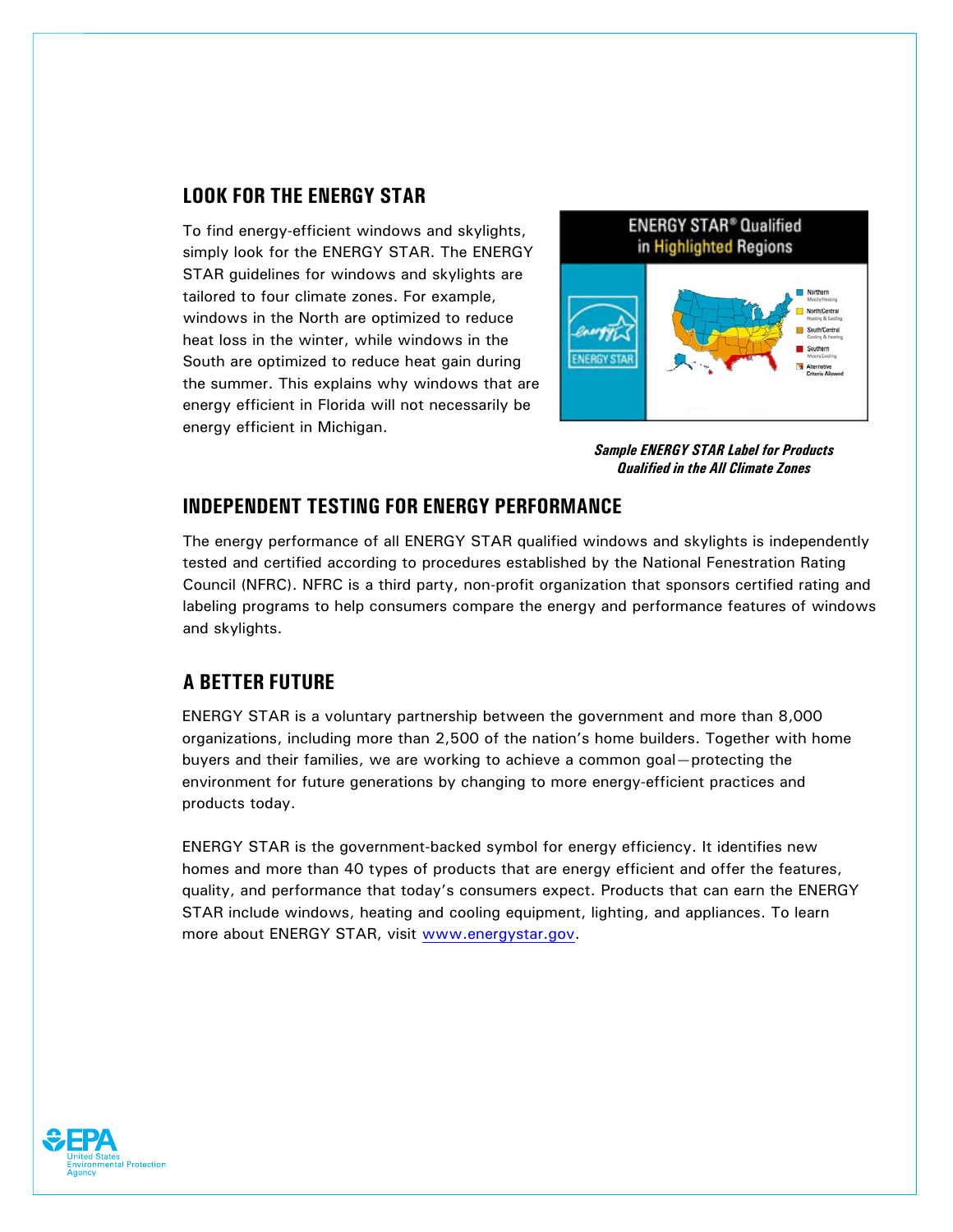## LOOK FOR THE ENERGY STAR

To find energy-efficient windows and skylights, simply look for the ENERGY STAR. The ENERGY STAR guidelines for windows and skylights are tailored to four climate zones. For example, windows in the North are optimized to reduce heat loss in the winter, while windows in the South are optimized to reduce heat gain during the summer. This explains why windows that are energy efficient in Florida will not necessarily be energy efficient in Michigan.

ENERGY STAR® Qualified in Highlighted Regions

Northern
Mostly Heating

North/Central
Heating & Cooling

South/Central
Cooling & Heating

Southern
Mostly Cooling

Alternative Criteria Allowed

***Sample ENERGY STAR Label for Products Qualified in the All Climate Zones***

## INDEPENDENT TESTING FOR ENERGY PERFORMANCE

The energy performance of all ENERGY STAR qualified windows and skylights is independently tested and certified according to procedures established by the National Fenestration Rating Council (NFRC). NFRC is a third party, non-profit organization that sponsors certified rating and labeling programs to help consumers compare the energy and performance features of windows and skylights.

## A BETTER FUTURE

ENERGY STAR is a voluntary partnership between the government and more than 8,000 organizations, including more than 2,500 of the nation's home builders. Together with home buyers and their families, we are working to achieve a common goal—protecting the environment for future generations by changing to more energy-efficient practices and products today.

ENERGY STAR is the government-backed symbol for energy efficiency. It identifies new homes and more than 40 types of products that are energy efficient and offer the features, quality, and performance that today's consumers expect. Products that can earn the ENERGY STAR include windows, heating and cooling equipment, lighting, and appliances. To learn more about ENERGY STAR, visit [www.energystar.gov](http://www.energystar.gov).

EPA United States Environmental Protection Agency